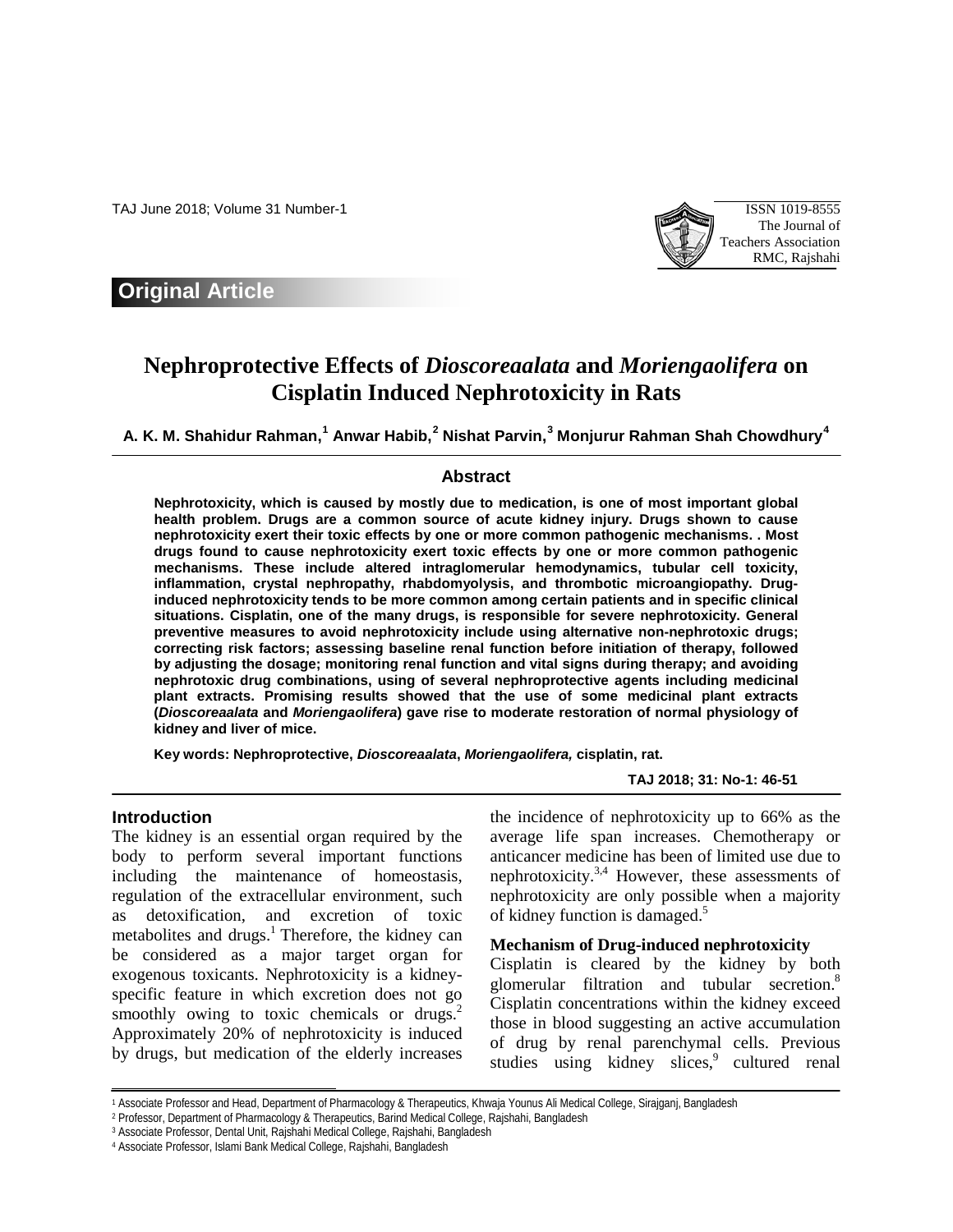# Original Article

# Nephroprotective Effects of *Dioscoreaalata* and *Moriengaolifera* on Cisplatin Induced Nephrotoxicity in Rats

**A. K. M. Shahidur Rahman,[1] Anwar Habib,[2] Nishat Parvin,[3] Monjurur Rahman Shah Chowdhury[4]**

## Abstract

**Nephrotoxicity, which is caused by mostly due to medication, is one of most important global health problem. Drugs are a common source of acute kidney injury. Drugs shown to cause nephrotoxicity exert their toxic effects by one or more common pathogenic mechanisms. . Most drugs found to cause nephrotoxicity exert toxic effects by one or more common pathogenic mechanisms. These include altered intraglomerular hemodynamics, tubular cell toxicity, inflammation, crystal nephropathy, rhabdomyolysis, and thrombotic microangiopathy. Drug-induced nephrotoxicity tends to be more common among certain patients and in specific clinical situations. Cisplatin, one of the many drugs, is responsible for severe nephrotoxicity. General preventive measures to avoid nephrotoxicity include using alternative non-nephrotoxic drugs; correcting risk factors; assessing baseline renal function before initiation of therapy, followed by adjusting the dosage; monitoring renal function and vital signs during therapy; and avoiding nephrotoxic drug combinations, using of several nephroprotective agents including medicinal plant extracts. Promising results showed that the use of some medicinal plant extracts (*Dioscoreaalata* and *Moriengaolifera*) gave rise to moderate restoration of normal physiology of kidney and liver of mice.**

**Key words: Nephroprotective, *Dioscoreaalata*, *Moriengaolifera,* cisplatin, rat.**

## Introduction

The kidney is an essential organ required by the body to perform several important functions including the maintenance of homeostasis, regulation of the extracellular environment, such as detoxification, and excretion of toxic metabolites and drugs.[1] Therefore, the kidney can be considered as a major target organ for exogenous toxicants. Nephrotoxicity is a kidney-specific feature in which excretion does not go smoothly owing to toxic chemicals or drugs.[2] Approximately 20% of nephrotoxicity is induced by drugs, but medication of the elderly increases the incidence of nephrotoxicity up to 66% as the average life span increases. Chemotherapy or anticancer medicine has been of limited use due to nephrotoxicity.[3,4] However, these assessments of nephrotoxicity are only possible when a majority of kidney function is damaged.[5]

### Mechanism of Drug-induced nephrotoxicity

Cisplatin is cleared by the kidney by both glomerular filtration and tubular secretion.[8] Cisplatin concentrations within the kidney exceed those in blood suggesting an active accumulation of drug by renal parenchymal cells. Previous studies using kidney slices,[9] cultured renal

---

1 Associate Professor and Head, Department of Pharmacology & Therapeutics, Khwaja Younus Ali Medical College, Sirajganj, Bangladesh
2 Professor, Department of Pharmacology & Therapeutics, Barind Medical College, Rajshahi, Bangladesh
3 Associate Professor, Dental Unit, Rajshahi Medical College, Rajshahi, Bangladesh
4 Associate Professor, Islami Bank Medical College, Rajshahi, Bangladesh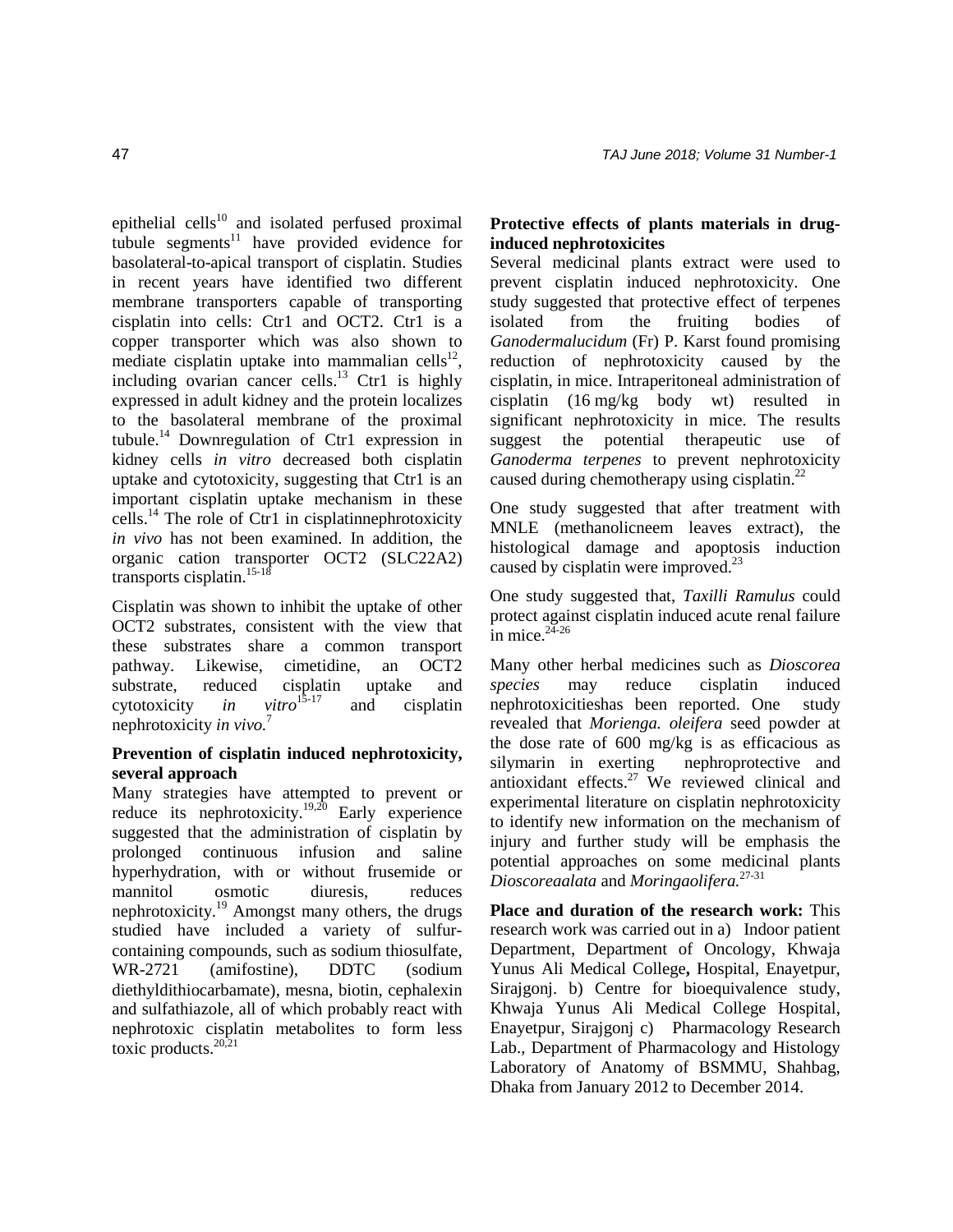epithelial cells[10] and isolated perfused proximal tubule segments[11] have provided evidence for basolateral-to-apical transport of cisplatin. Studies in recent years have identified two different membrane transporters capable of transporting cisplatin into cells: Ctr1 and OCT2. Ctr1 is a copper transporter which was also shown to mediate cisplatin uptake into mammalian cells[12], including ovarian cancer cells.[13] Ctr1 is highly expressed in adult kidney and the protein localizes to the basolateral membrane of the proximal tubule.[14] Downregulation of Ctr1 expression in kidney cells *in vitro* decreased both cisplatin uptake and cytotoxicity, suggesting that Ctr1 is an important cisplatin uptake mechanism in these cells.[14] The role of Ctr1 in cisplatinnephrotoxicity *in vivo* has not been examined. In addition, the organic cation transporter OCT2 (SLC22A2) transports cisplatin.[15-18]

Cisplatin was shown to inhibit the uptake of other OCT2 substrates, consistent with the view that these substrates share a common transport pathway. Likewise, cimetidine, an OCT2 substrate, reduced cisplatin uptake and cytotoxicity *in vitro*[15-17] and cisplatin nephrotoxicity *in vivo.*[7]

**Prevention of cisplatin induced nephrotoxicity, several approach**

Many strategies have attempted to prevent or reduce its nephrotoxicity.[19,20] Early experience suggested that the administration of cisplatin by prolonged continuous infusion and saline hyperhydration, with or without frusemide or mannitol osmotic diuresis, reduces nephrotoxicity.[19] Amongst many others, the drugs studied have included a variety of sulfur-containing compounds, such as sodium thiosulfate, WR-2721 (amifostine), DDTC (sodium diethyldithiocarbamate), mesna, biotin, cephalexin and sulfathiazole, all of which probably react with nephrotoxic cisplatin metabolites to form less toxic products.[20,21]

**Protective effects of plants materials in drug-induced nephrotoxicites**

Several medicinal plants extract were used to prevent cisplatin induced nephrotoxicity. One study suggested that protective effect of terpenes isolated from the fruiting bodies of *Ganodermalucidum* (Fr) P. Karst found promising reduction of nephrotoxicity caused by the cisplatin, in mice. Intraperitoneal administration of cisplatin (16 mg/kg body wt) resulted in significant nephrotoxicity in mice. The results suggest the potential therapeutic use of *Ganoderma terpenes* to prevent nephrotoxicity caused during chemotherapy using cisplatin.[22]

One study suggested that after treatment with MNLE (methanolicneem leaves extract), the histological damage and apoptosis induction caused by cisplatin were improved.[23]

One study suggested that, *Taxilli Ramulus* could protect against cisplatin induced acute renal failure in mice.[24-26]

Many other herbal medicines such as *Dioscorea species* may reduce cisplatin induced nephrotoxicitieshas been reported. One study revealed that *Morienga. oleifera* seed powder at the dose rate of 600 mg/kg is as efficacious as silymarin in exerting nephroprotective and antioxidant effects.[27] We reviewed clinical and experimental literature on cisplatin nephrotoxicity to identify new information on the mechanism of injury and further study will be emphasis the potential approaches on some medicinal plants *Dioscoreaalata* and *Moringaolifera.*[27-31]

**Place and duration of the research work:** This research work was carried out in a) Indoor patient Department, Department of Oncology, Khwaja Yunus Ali Medical College**,** Hospital, Enayetpur, Sirajgonj. b) Centre for bioequivalence study, Khwaja Yunus Ali Medical College Hospital, Enayetpur, Sirajgonj c) Pharmacology Research Lab., Department of Pharmacology and Histology Laboratory of Anatomy of BSMMU, Shahbag, Dhaka from January 2012 to December 2014.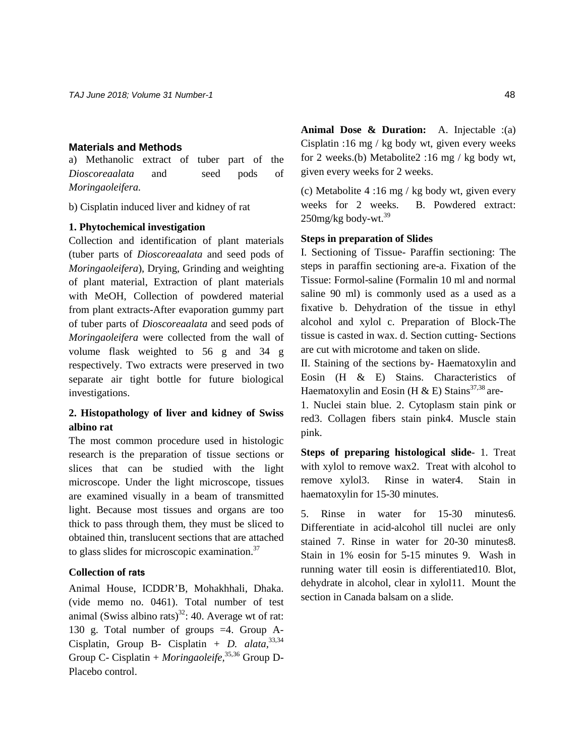## Materials and Methods

a) Methanolic extract of tuber part of the *Dioscoreaalata* and seed pods of *Moringaoleifera.*

b) Cisplatin induced liver and kidney of rat

**1. Phytochemical investigation**

Collection and identification of plant materials (tuber parts of *Dioscoreaalata* and seed pods of *Moringaoleifera*), Drying, Grinding and weighting of plant material, Extraction of plant materials with MeOH, Collection of powdered material from plant extracts-After evaporation gummy part of tuber parts of *Dioscoreaalata* and seed pods of *Moringaoleifera* were collected from the wall of volume flask weighted to 56 g and 34 g respectively. Two extracts were preserved in two separate air tight bottle for future biological investigations.

**2. Histopathology of liver and kidney of Swiss albino rat**

The most common procedure used in histologic research is the preparation of tissue sections or slices that can be studied with the light microscope. Under the light microscope, tissues are examined visually in a beam of transmitted light. Because most tissues and organs are too thick to pass through them, they must be sliced to obtained thin, translucent sections that are attached to glass slides for microscopic examination.[37]

**Collection of rats**

Animal House, ICDDR'B, Mohakhhali, Dhaka. (vide memo no. 0461). Total number of test animal (Swiss albino rats)[32]: 40. Average wt of rat: 130 g. Total number of groups =4. Group A- Cisplatin, Group B- Cisplatin + *D. alata,*[33,34] Group C- Cisplatin + *Moringaoleife,*[35,36] Group D- Placebo control.

**Animal Dose & Duration:** A. Injectable :(a) Cisplatin :16 mg / kg body wt, given every weeks for 2 weeks.(b) Metabolite2 :16 mg / kg body wt, given every weeks for 2 weeks.

(c) Metabolite 4 :16 mg / kg body wt, given every weeks for 2 weeks. B. Powdered extract: 250mg/kg body-wt.[39]

**Steps in preparation of Slides**

I. Sectioning of Tissue- Paraffin sectioning: The steps in paraffin sectioning are-a. Fixation of the Tissue: Formol-saline (Formalin 10 ml and normal saline 90 ml) is commonly used as a used as a fixative b. Dehydration of the tissue in ethyl alcohol and xylol c. Preparation of Block-The tissue is casted in wax. d. Section cutting- Sections are cut with microtome and taken on slide.

II. Staining of the sections by- Haematoxylin and Eosin (H & E) Stains. Characteristics of Haematoxylin and Eosin (H & E) Stains[37,38] are-

1. Nuclei stain blue. 2. Cytoplasm stain pink or red3. Collagen fibers stain pink4. Muscle stain pink.

**Steps of preparing histological slide**- 1. Treat with xylol to remove wax2. Treat with alcohol to remove xylol3. Rinse in water4. Stain in haematoxylin for 15-30 minutes.

5. Rinse in water for 15-30 minutes6. Differentiate in acid-alcohol till nuclei are only stained 7. Rinse in water for 20-30 minutes8. Stain in 1% eosin for 5-15 minutes 9. Wash in running water till eosin is differentiated10. Blot, dehydrate in alcohol, clear in xylol11. Mount the section in Canada balsam on a slide.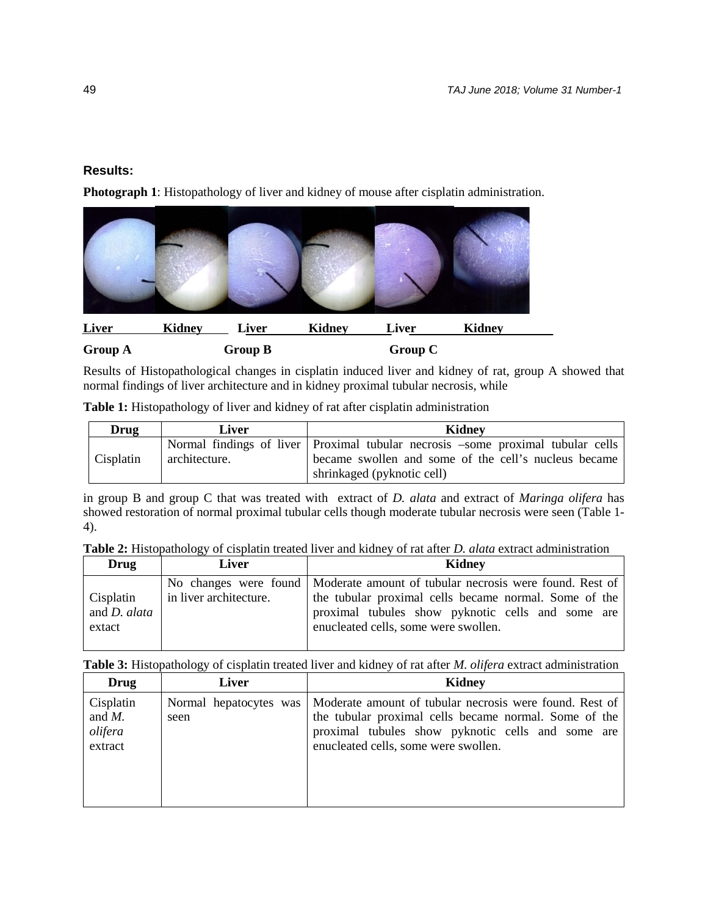## Results:

**Photograph 1**: Histopathology of liver and kidney of mouse after cisplatin administration.

**Liver** **Kidney** **Liver** **Kidney** **Liver** **Kidney**

**Group A** **Group B** **Group C**

Results of Histopathological changes in cisplatin induced liver and kidney of rat, group A showed that normal findings of liver architecture and in kidney proximal tubular necrosis, while

**Table 1:** Histopathology of liver and kidney of rat after cisplatin administration

| Drug | Liver | Kidney |
|---|---|---|
| Cisplatin | Normal findings of liver architecture. | Proximal tubular necrosis –some proximal tubular cells became swollen and some of the cell's nucleus became shrinkaged (pyknotic cell) |

in group B and group C that was treated with extract of *D. alata* and extract of *Maringa olifera* has showed restoration of normal proximal tubular cells though moderate tubular necrosis were seen (Table 1-4).

**Table 2:** Histopathology of cisplatin treated liver and kidney of rat after *D. alata* extract administration

| Drug | Liver | Kidney |
|---|---|---|
| Cisplatin and *D. alata* extact | No changes were found in liver architecture. | Moderate amount of tubular necrosis were found. Rest of the tubular proximal cells became normal. Some of the proximal tubules show pyknotic cells and some are enucleated cells, some were swollen. |

**Table 3:** Histopathology of cisplatin treated liver and kidney of rat after *M. olifera* extract administration

| Drug | Liver | Kidney |
|---|---|---|
| Cisplatin and *M. olifera* extract | Normal hepatocytes was seen | Moderate amount of tubular necrosis were found. Rest of the tubular proximal cells became normal. Some of the proximal tubules show pyknotic cells and some are enucleated cells, some were swollen. |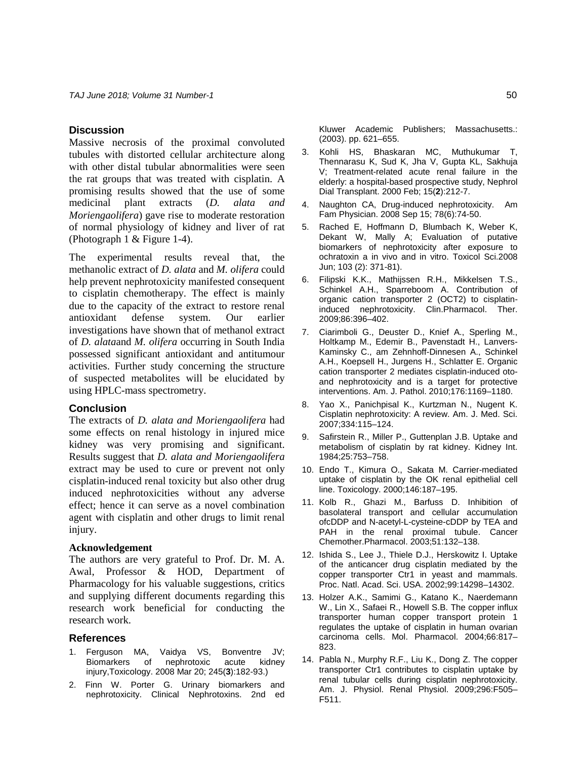## Discussion

Massive necrosis of the proximal convoluted tubules with distorted cellular architecture along with other distal tubular abnormalities were seen the rat groups that was treated with cisplatin. A promising results showed that the use of some medicinal plant extracts (*D. alata and Moriengaolifera*) gave rise to moderate restoration of normal physiology of kidney and liver of rat (Photograph 1 & Figure 1-4).

The experimental results reveal that, the methanolic extract of *D. alata* and *M. olifera* could help prevent nephrotoxicity manifested consequent to cisplatin chemotherapy. The effect is mainly due to the capacity of the extract to restore renal antioxidant defense system. Our earlier investigations have shown that of methanol extract of *D. alata*and *M. olifera* occurring in South India possessed significant antioxidant and antitumour activities. Further study concerning the structure of suspected metabolites will be elucidated by using HPLC-mass spectrometry.

## Conclusion

The extracts of *D. alata and Moriengaolifera* had some effects on renal histology in injured mice kidney was very promising and significant. Results suggest that *D. alata and Moriengaolifera* extract may be used to cure or prevent not only cisplatin-induced renal toxicity but also other drug induced nephrotoxicities without any adverse effect; hence it can serve as a novel combination agent with cisplatin and other drugs to limit renal injury.

### Acknowledgement

The authors are very grateful to Prof. Dr. M. A. Awal, Professor & HOD, Department of Pharmacology for his valuable suggestions, critics and supplying different documents regarding this research work beneficial for conducting the research work.

## References

1. Ferguson MA, Vaidya VS, Bonventre JV; Biomarkers of nephrotoxic acute kidney injury,Toxicology. 2008 Mar 20; 245(**3**):182-93.)
2. Finn W. Porter G. Urinary biomarkers and nephrotoxicity. Clinical Nephrotoxins. 2nd ed Kluwer Academic Publishers; Massachusetts.: (2003). pp. 621–655.
3. Kohli HS, Bhaskaran MC, Muthukumar T, Thennarasu K, Sud K, Jha V, Gupta KL, Sakhuja V; Treatment-related acute renal failure in the elderly: a hospital-based prospective study, Nephrol Dial Transplant. 2000 Feb; 15(**2**):212-7.
4. Naughton CA, Drug-induced nephrotoxicity. Am Fam Physician. 2008 Sep 15; 78(6):74-50.
5. Rached E, Hoffmann D, Blumbach K, Weber K, Dekant W, Mally A; Evaluation of putative biomarkers of nephrotoxicity after exposure to ochratoxin a in vivo and in vitro. Toxicol Sci.2008 Jun; 103 (2): 371-81).
6. Filipski K.K., Mathijssen R.H., Mikkelsen T.S., Schinkel A.H., Sparreboom A. Contribution of organic cation transporter 2 (OCT2) to cisplatin-induced nephrotoxicity. Clin.Pharmacol. Ther. 2009;86:396–402.
7. Ciarimboli G., Deuster D., Knief A., Sperling M., Holtkamp M., Edemir B., Pavenstadt H., Lanvers-Kaminsky C., am Zehnhoff-Dinnesen A., Schinkel A.H., Koepsell H., Jurgens H., Schlatter E. Organic cation transporter 2 mediates cisplatin-induced oto- and nephrotoxicity and is a target for protective interventions. Am. J. Pathol. 2010;176:1169–1180.
8. Yao X., Panichpisal K., Kurtzman N., Nugent K. Cisplatin nephrotoxicity: A review. Am. J. Med. Sci. 2007;334:115–124.
9. Safirstein R., Miller P., Guttenplan J.B. Uptake and metabolism of cisplatin by rat kidney. Kidney Int. 1984;25:753–758.
10. Endo T., Kimura O., Sakata M. Carrier-mediated uptake of cisplatin by the OK renal epithelial cell line. Toxicology. 2000;146:187–195.
11. Kolb R., Ghazi M., Barfuss D. Inhibition of basolateral transport and cellular accumulation ofcDDP and N-acetyl-L-cysteine-cDDP by TEA and PAH in the renal proximal tubule. Cancer Chemother.Pharmacol. 2003;51:132–138.
12. Ishida S., Lee J., Thiele D.J., Herskowitz I. Uptake of the anticancer drug cisplatin mediated by the copper transporter Ctr1 in yeast and mammals. Proc. Natl. Acad. Sci. USA. 2002;99:14298–14302.
13. Holzer A.K., Samimi G., Katano K., Naerdemann W., Lin X., Safaei R., Howell S.B. The copper influx transporter human copper transport protein 1 regulates the uptake of cisplatin in human ovarian carcinoma cells. Mol. Pharmacol. 2004;66:817–823.
14. Pabla N., Murphy R.F., Liu K., Dong Z. The copper transporter Ctr1 contributes to cisplatin uptake by renal tubular cells during cisplatin nephrotoxicity. Am. J. Physiol. Renal Physiol. 2009;296:F505–F511.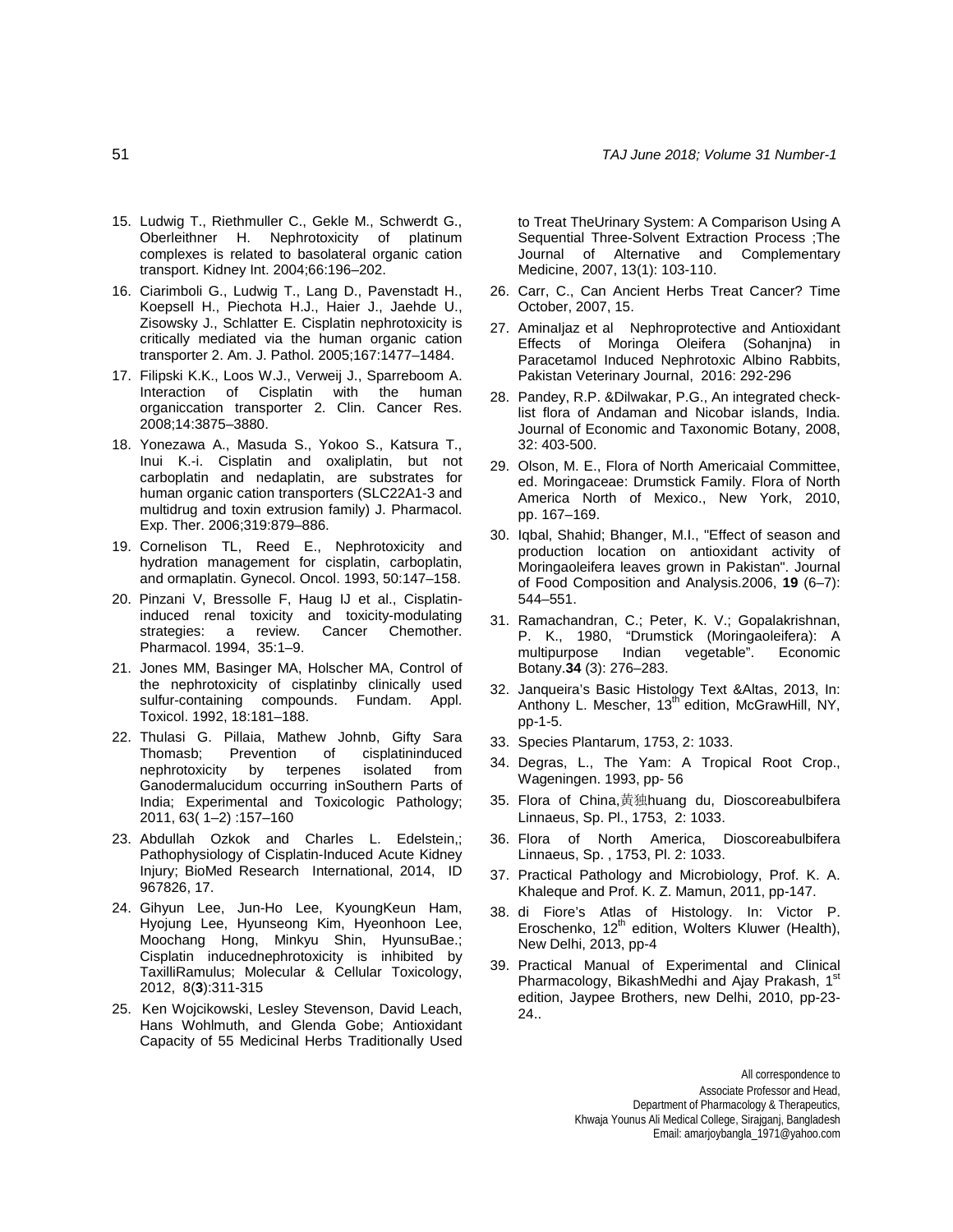15. Ludwig T., Riethmuller C., Gekle M., Schwerdt G., Oberleithner H. Nephrotoxicity of platinum complexes is related to basolateral organic cation transport. Kidney Int. 2004;66:196–202.
16. Ciarimboli G., Ludwig T., Lang D., Pavenstadt H., Koepsell H., Piechota H.J., Haier J., Jaehde U., Zisowsky J., Schlatter E. Cisplatin nephrotoxicity is critically mediated via the human organic cation transporter 2. Am. J. Pathol. 2005;167:1477–1484.
17. Filipski K.K., Loos W.J., Verweij J., Sparreboom A. Interaction of Cisplatin with the human organiccation transporter 2. Clin. Cancer Res. 2008;14:3875–3880.
18. Yonezawa A., Masuda S., Yokoo S., Katsura T., Inui K.-i. Cisplatin and oxaliplatin, but not carboplatin and nedaplatin, are substrates for human organic cation transporters (SLC22A1-3 and multidrug and toxin extrusion family) J. Pharmacol. Exp. Ther. 2006;319:879–886.
19. Cornelison TL, Reed E., Nephrotoxicity and hydration management for cisplatin, carboplatin, and ormaplatin. Gynecol. Oncol. 1993, 50:147–158.
20. Pinzani V, Bressolle F, Haug IJ et al., Cisplatin-induced renal toxicity and toxicity-modulating strategies: a review. Cancer Chemother. Pharmacol. 1994, 35:1–9.
21. Jones MM, Basinger MA, Holscher MA, Control of the nephrotoxicity of cisplatinby clinically used sulfur-containing compounds. Fundam. Appl. Toxicol. 1992, 18:181–188.
22. Thulasi G. Pillaia, Mathew Johnb, Gifty Sara Thomasb; Prevention of cisplatininduced nephrotoxicity by terpenes isolated from Ganodermalucidum occurring inSouthern Parts of India; Experimental and Toxicologic Pathology; 2011, 63( 1–2) :157–160
23. Abdullah Ozkok and Charles L. Edelstein,; Pathophysiology of Cisplatin-Induced Acute Kidney Injury; BioMed Research International, 2014, ID 967826, 17.
24. Gihyun Lee, Jun-Ho Lee, KyoungKeun Ham, Hyojung Lee, Hyunseong Kim, Hyeonhoon Lee, Moochang Hong, Minkyu Shin, HyunsuBae.; Cisplatin inducednephrotoxicity is inhibited by TaxilliRamulus; Molecular & Cellular Toxicology, 2012, 8(**3**):311-315
25. Ken Wojcikowski, Lesley Stevenson, David Leach, Hans Wohlmuth, and Glenda Gobe; Antioxidant Capacity of 55 Medicinal Herbs Traditionally Used to Treat TheUrinary System: A Comparison Using A Sequential Three-Solvent Extraction Process ;The Journal of Alternative and Complementary Medicine, 2007, 13(1): 103-110.
26. Carr, C., Can Ancient Herbs Treat Cancer? Time October, 2007, 15.
27. Aminaljaz et al Nephroprotective and Antioxidant Effects of Moringa Oleifera (Sohanjna) in Paracetamol Induced Nephrotoxic Albino Rabbits, Pakistan Veterinary Journal, 2016: 292-296
28. Pandey, R.P. &Dilwakar, P.G., An integrated check-list flora of Andaman and Nicobar islands, India. Journal of Economic and Taxonomic Botany, 2008, 32: 403-500.
29. Olson, M. E., Flora of North Americaial Committee, ed. Moringaceae: Drumstick Family. Flora of North America North of Mexico., New York, 2010, pp. 167–169.
30. Iqbal, Shahid; Bhanger, M.I., "Effect of season and production location on antioxidant activity of Moringaoleifera leaves grown in Pakistan". Journal of Food Composition and Analysis.2006, **19** (6–7): 544–551.
31. Ramachandran, C.; Peter, K. V.; Gopalakrishnan, P. K., 1980, "Drumstick (Moringaoleifera): A multipurpose Indian vegetable". Economic Botany.**34** (3): 276–283.
32. Janqueira's Basic Histology Text &Altas, 2013, In: Anthony L. Mescher, 13th edition, McGrawHill, NY, pp-1-5.
33. Species Plantarum, 1753, 2: 1033.
34. Degras, L., The Yam: A Tropical Root Crop., Wageningen. 1993, pp- 56
35. Flora of China,黄独huang du, Dioscoreabulbifera Linnaeus, Sp. Pl., 1753, 2: 1033.
36. Flora of North America, Dioscoreabulbifera Linnaeus, Sp. , 1753, Pl. 2: 1033.
37. Practical Pathology and Microbiology, Prof. K. A. Khaleque and Prof. K. Z. Mamun, 2011, pp-147.
38. di Fiore's Atlas of Histology. In: Victor P. Eroschenko, 12th edition, Wolters Kluwer (Health), New Delhi, 2013, pp-4
39. Practical Manual of Experimental and Clinical Pharmacology, BikashMedhi and Ajay Prakash, 1st edition, Jaypee Brothers, new Delhi, 2010, pp-23-24..

All correspondence to
Associate Professor and Head,
Department of Pharmacology & Therapeutics,
Khwaja Younus Ali Medical College, Sirajganj, Bangladesh
Email: amarjoybangla_1971@yahoo.com